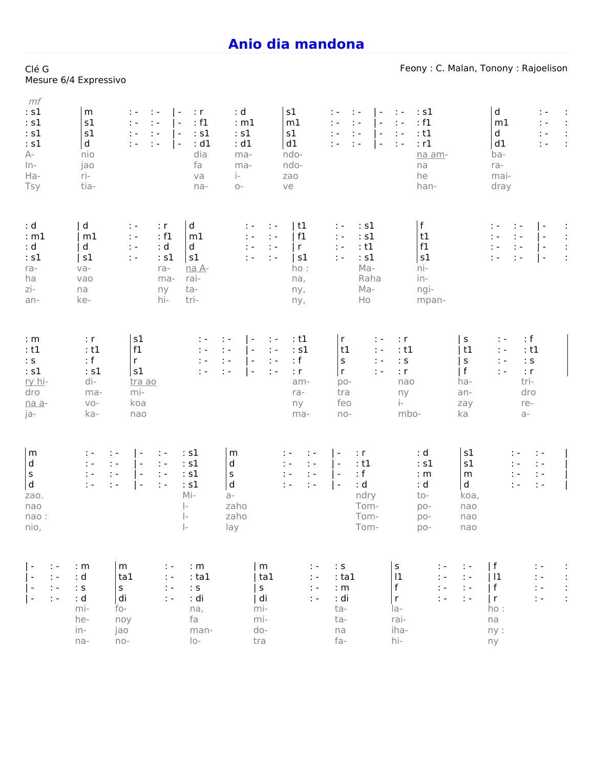# Anio dia mandona

Clé G
Mesure 6/4 Expressivo

Feony : C. Malan, Tonony : Rajoelison

*mf*

```
: s1    |m     : -   : -   |-   : r    : d    |s1    : -   : -   |-   : -   : s1     |d     : -   :
: s1    |s1    : -   : -   |-   : f1   : m1   |m1    : -   : -   |-   : -   : f1     |m1    : -   :
: s1    |s1    : -   : -   |-   : s1   : s1   |s1    : -   : -   |-   : -   : t1     |d     : -   :
: s1    |d     : -   : -   |-   : d1   : d1   |d1    : -   : -   |-   : -   : r1     |d1    : -   :
A-       nio                     dia    ma-    ndo-                           na am-   ba-
In-      jao                     fa     ma-    ndo-                           na       ra-
Ha-      ri-                     va     i-     zao                            he       mai-
Tsy      tia-                    na-    o-     ve                             han-     dray
```

```
: d    | d     : -   : r    |d      : -   : -   | t1   : -   : s1   |f     : -   : -   | -   :
: m1   | m1    : -   : f1   |m1     : -   : -   | f1   : -   : s1   |t1    : -   : -   | -   :
: d    | d     : -   : d    |d      : -   : -   | r    : -   : t1   |f1    : -   : -   | -   :
: s1   | s1    : -   : s1   |s1     : -   : -   | s1   : -   : s1   |s1    : -   : -   | -   :
ra-      va-           ra-    na A-                ho :        Ma-     ni-
ha       vavao         ma-    rai-                 na,         Raha    in-
zi-      na            ny     ta-                  ny,         Ma-     ngi-
an-      ke-           hi-    tri-                 ny,         Ho      mpan-
```

```
: m     : r    |s1     : -   : -   |-   : -   : t1   |r     : -   : r    |s    : -   : f    |
: t1    : t1   |f1     : -   : -   |-   : -   : s1   |t1    : -   : t1   |t1   : -   : t1   |
: s     : f    |r      : -   : -   |-   : -   : f    |s     : -   : s    |s    : -   : s    |
: s1    : s1   |s1     : -   : -   |-   : -   : r    |r     : -   : r    |f    : -   : r    |
ry hi-   di-    tra ao                       am-    po-          nao     ha-         tri-
dro      ma-    mi-                          ra-    tra          ny      an-         dro
na a-    vo-    koa                          ny     feo          i-      zay         re-
ja-      ka-    nao                          ma-    no-          mbo-    ka          a-
```

```
|m     : -   : -   |-   : -   : s1   |m     : -   : -   |-   : r    : d    |s1    : -   : -   |
|d     : -   : -   |-   : -   : s1   |d     : -   : -   |-   : t1   : s1   |s1    : -   : -   |
|s     : -   : -   |-   : -   : s1   |s     : -   : -   |-   : f    : m    |m     : -   : -   |
|d     : -   : -   |-   : -   : s1   |d     : -   : -   |-   : d    : d    |d     : -   : -   |
zao.                           Mi-    a-                       ndry   to-    koa,
nao                            I-     zaho                     Tom-   po-    nao
nao :                          I-     zaho                     Tom-   po-    nao
nio,                           I-     lay                      Tom-   po-    nao
```

```
|-   : -   : m    |m     : -   : m    |m     : -   : s    |s     : -   : -   |f     : -   :
|-   : -   : d    |ta1   : -   : ta1  |ta1   : -   : ta1  |l1    : -   : -   |l1    : -   :
|-   : -   : s    |s     : -   : s    |s     : -   : m    |f     : -   : -   |f     : -   :
|-   : -   : d    |di    : -   : di   |di    : -   : di   |r     : -   : -   |r     : -   :
            mi-    fo-          na,    mi-          ta-    la-                ho :
            he-    noy          fa     mi-          ta-    rai-               na
            in-    jao          man-   do-          na     iha-               ny :
            na-    no-          lo-    tra          fa-    hi-                ny
```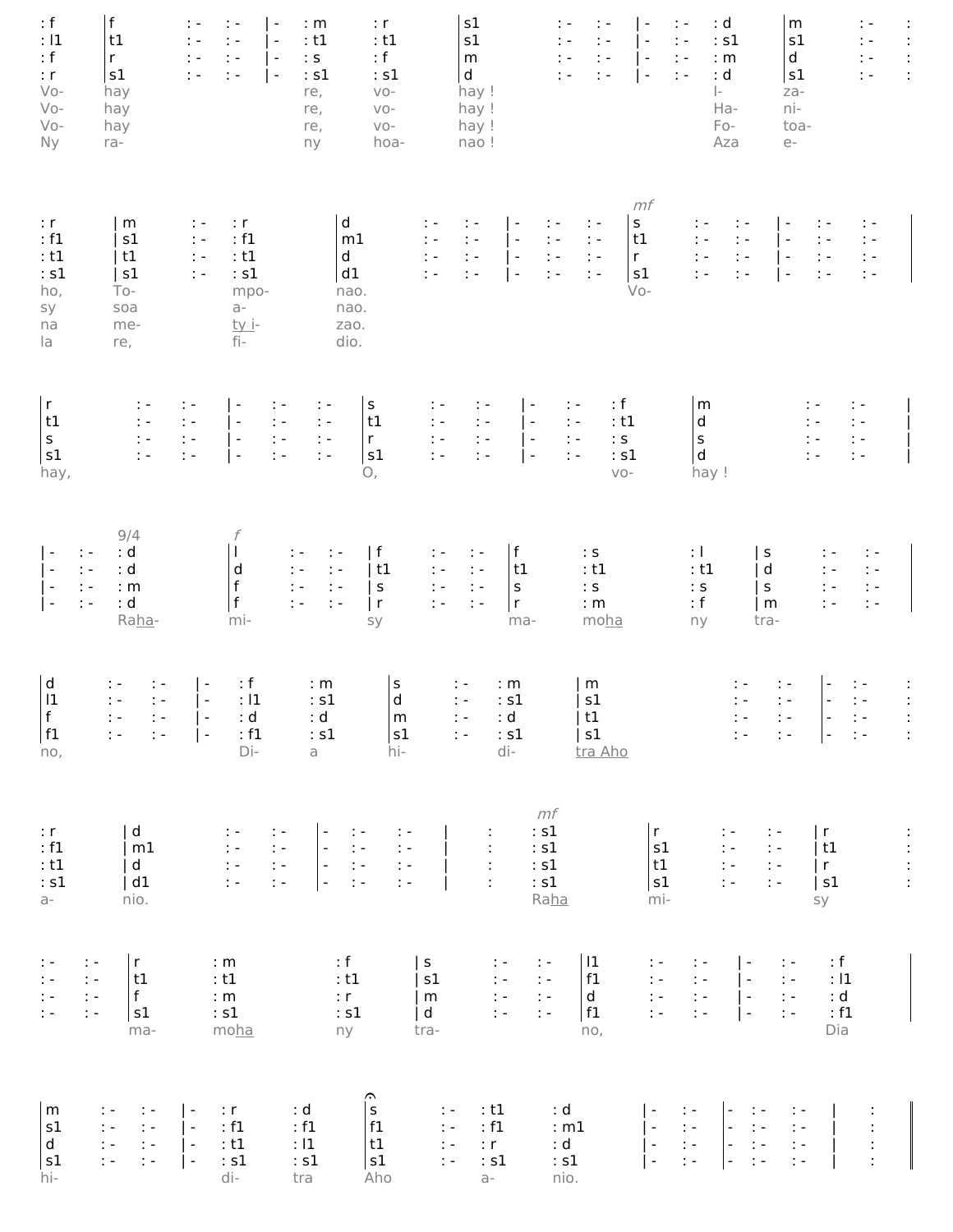```
: f    | f    : -   : -   | -   : m   : r   | s1   : -   : -   | -   : -   : d   | m    : -   :
: l1   | t1   : -   : -   | -   : t1  : t1  | s1   : -   : -   | -   : -   : s1  | s1   : -   :
: f    | r    : -   : -   | -   : s   : f   | m    : -   : -   | -   : -   : m   | d    : -   :
: r    | s1   : -   : -   | -   : s1  : s1  | d    : -   : -   | -   : -   : d   | s1   : -   :
Vo-      hay                      re,   vo-     hay !                         I-      za-
Vo-      hay                      re,   vo-     hay !                         Ha-     ni-
Vo-      hay                      re,   vo-     hay !                         Fo-     toa-
Ny       ra-                      ny    hoa-    nao !                         Aza     e-
```

```
                                                                  mf
: r    | m    : -   : r    | d    : -   : -   | -   : -   : -   | s    : -   : -   | -   : -   : -   |
: f1   | s1   : -   : f1   | m1   : -   : -   | -   : -   : -   | t1   : -   : -   | -   : -   : -   |
: t1   | t1   : -   : t1   | d    : -   : -   | -   : -   : -   | r    : -   : -   | -   : -   : -   |
: s1   | s1   : -   : s1   | d1   : -   : -   | -   : -   : -   | s1   : -   : -   | -   : -   : -   |
ho,      To-          mpo-   nao.                                  Vo-
sy       Tosoa        a-     nao.
na       me-          ty i-  zao.
la       re,          fi-    dio.
```

```
| r    : -   : -   | -   : -   : -   | s    : -   : -   | -   : -   : f   | m    : -   : -   |
| t1   : -   : -   | -   : -   : -   | t1   : -   : -   | -   : -   : t1  | d    : -   : -   |
| s    : -   : -   | -   : -   : -   | r    : -   : -   | -   : -   : s   | s    : -   : -   |
| s1   : -   : -   | -   : -   : -   | s1   : -   : -   | -   : -   : s1  | d    : -   : -   |
hay,                                  O,                          vo-     hay !
```

```
             9/4        f
| -   : -   : d   | l    : -   : -   | f    : -   : -   | f    : s    : l    | s    : -   : -   |
| -   : -   : d   | d    : -   : -   | t1   : -   : -   | t1   : t1   : t1   | d    : -   : -   |
| -   : -   : m   | f    : -   : -   | s    : -   : -   | s    : s    : s    | s    : -   : -   |
| -   : -   : d   | f    : -   : -   | r    : -   : -   | r    : m    : f    | m    : -   : -   |
              Raha-   mi-                 sy                 ma-    moha   ny     tra-
```

```
| d    : -   : -   | -   : f    : m    | s    : -   : m    | m    : -   : -   | -   : -   :
| l1   : -   : -   | -   : l1   : s1   | d    : -   : s1   | s1   : -   : -   | -   : -   :
| f    : -   : -   | -   : d    : d    | m    : -   : d    | t1   : -   : -   | -   : -   :
| f1   : -   : -   | -   : f1   : s1   | s1   : -   : s1   | s1   : -   : -   | -   : -   :
no,                      Di-    a      hi-          di-    tra Aho
```

```
                                                     mf
: r    | d    : -   : -   | -   : -   : -   |    : s1   | r    : -   : -   | r    :
: f1   | m1   : -   : -   | -   : -   : -   |    : s1   | s1   : -   : -   | t1   :
: t1   | d    : -   : -   | -   : -   : -   |    : s1   | t1   : -   : -   | r    :
: s1   | d1   : -   : -   | -   : -   : -   |    : s1   | s1   : -   : -   | s1   :
a-       nio.                                    Raha     mi-                sy
```

```
: -   : -   | r    : m    : f    | s    : -   : -   | l1   : -   : -   | -   : -   : f    |
: -   : -   | t1   : t1   : t1   | s1   : -   : -   | f1   : -   : -   | -   : -   : l1   |
: -   : -   | f    : m    : r    | m    : -   : -   | d    : -   : -   | -   : -   : d    |
: -   : -   | s1   : s1   : s1   | d    : -   : -   | f1   : -   : -   | -   : -   : f1   |
              ma-    moha   ny     tra-               no,                         Dia
```

```
                                      (fermata)
| m    : -   : -   | -   : r    : d    | s    : -   : t1   : d    | -   : -   | -   : -   : -   |    :   ||
| s1   : -   : -   | -   : f1   : f1   | f1   : -   : f1   : m1   | -   : -   | -   : -   : -   |    :   ||
| d    : -   : -   | -   : t1   : l1   | t1   : -   : r    : d    | -   : -   | -   : -   : -   |    :   ||
| s1   : -   : -   | -   : s1   : s1   | s1   : -   : s1   : s1   | -   : -   | -   : -   : -   |    :   ||
hi-                        di-    tra    Aho          a-     nio.
```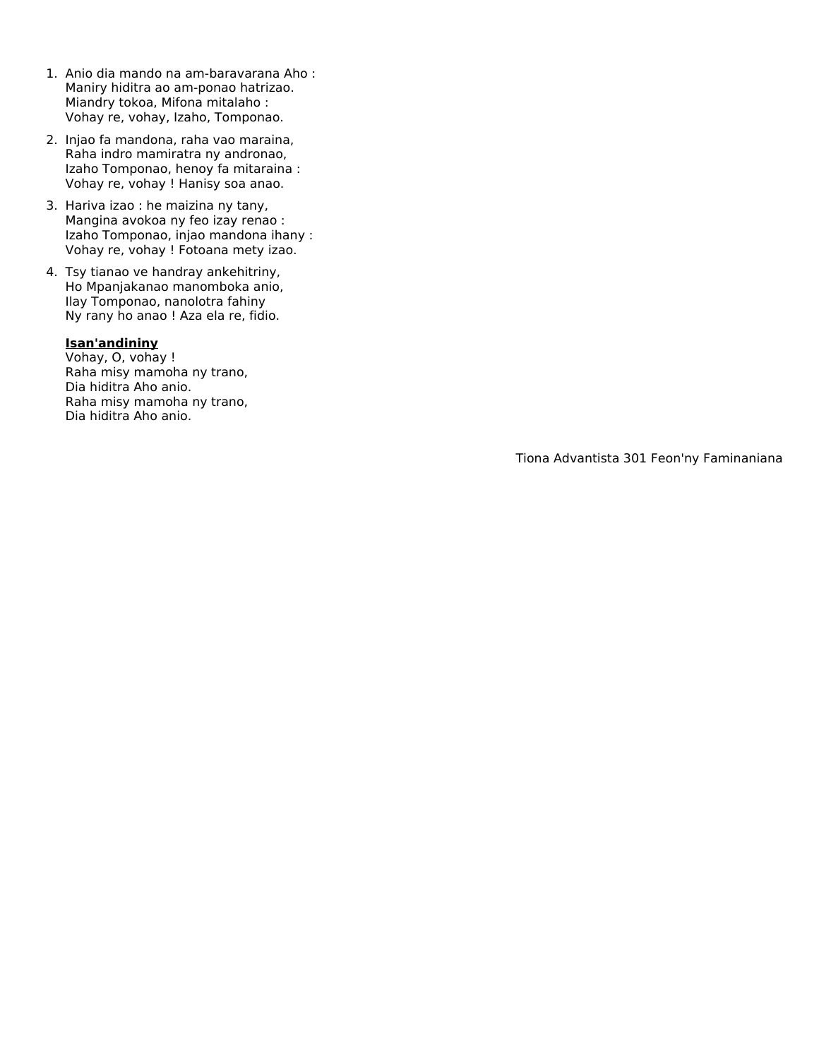1. Anio dia mando na am-baravarana Aho :
   Maniry hiditra ao am-ponao hatrizao.
   Miandry tokoa, Mifona mitalaho :
   Vohay re, vohay, Izaho, Tomponao.

2. Injao fa mandona, raha vao maraina,
   Raha indro mamiratra ny andronao,
   Izaho Tomponao, henoy fa mitaraina :
   Vohay re, vohay ! Hanisy soa anao.

3. Hariva izao : he maizina ny tany,
   Mangina avokoa ny feo izay renao :
   Izaho Tomponao, injao mandona ihany :
   Vohay re, vohay ! Fotoana mety izao.

4. Tsy tianao ve handray ankehitriny,
   Ho Mpanjakanao manomboka anio,
   Ilay Tomponao, nanolotra fahiny
   Ny rany ho anao ! Aza ela re, fidio.

   **<u>Isan'andininy</u>**
   Vohay, O, vohay !
   Raha misy mamoha ny trano,
   Dia hiditra Aho anio.
   Raha misy mamoha ny trano,
   Dia hiditra Aho anio.

Tiona Advantista 301 Feon'ny Faminaniana